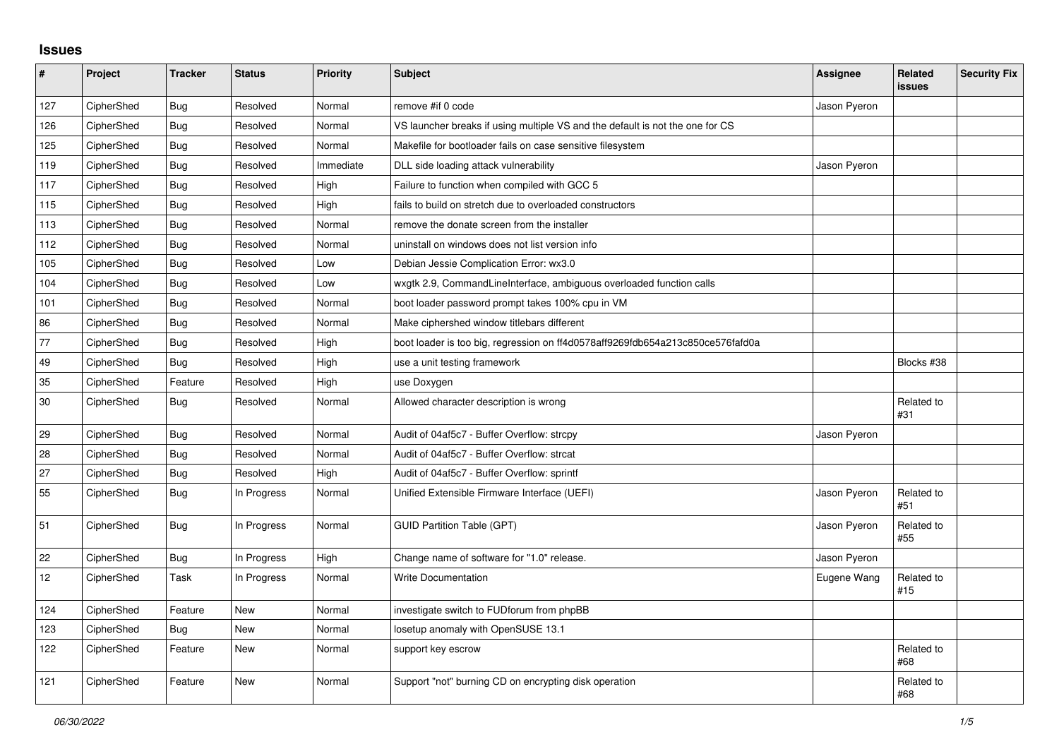## Issues

| # | Project | Tracker | Status | Priority | Subject | Assignee | Related issues | Security Fix |
|---|---|---|---|---|---|---|---|---|
| 127 | CipherShed | Bug | Resolved | Normal | remove #if 0 code | Jason Pyeron | | |
| 126 | CipherShed | Bug | Resolved | Normal | VS launcher breaks if using multiple VS and the default is not the one for CS | | | |
| 125 | CipherShed | Bug | Resolved | Normal | Makefile for bootloader fails on case sensitive filesystem | | | |
| 119 | CipherShed | Bug | Resolved | Immediate | DLL side loading attack vulnerability | Jason Pyeron | | |
| 117 | CipherShed | Bug | Resolved | High | Failure to function when compiled with GCC 5 | | | |
| 115 | CipherShed | Bug | Resolved | High | fails to build on stretch due to overloaded constructors | | | |
| 113 | CipherShed | Bug | Resolved | Normal | remove the donate screen from the installer | | | |
| 112 | CipherShed | Bug | Resolved | Normal | uninstall on windows does not list version info | | | |
| 105 | CipherShed | Bug | Resolved | Low | Debian Jessie Complication Error: wx3.0 | | | |
| 104 | CipherShed | Bug | Resolved | Low | wxgtk 2.9, CommandLineInterface, ambiguous overloaded function calls | | | |
| 101 | CipherShed | Bug | Resolved | Normal | boot loader password prompt takes 100% cpu in VM | | | |
| 86 | CipherShed | Bug | Resolved | Normal | Make ciphershed window titlebars different | | | |
| 77 | CipherShed | Bug | Resolved | High | boot loader is too big, regression on ff4d0578aff9269fdb654a213c850ce576fafd0a | | | |
| 49 | CipherShed | Bug | Resolved | High | use a unit testing framework | | Blocks #38 | |
| 35 | CipherShed | Feature | Resolved | High | use Doxygen | | | |
| 30 | CipherShed | Bug | Resolved | Normal | Allowed character description is wrong | | Related to #31 | |
| 29 | CipherShed | Bug | Resolved | Normal | Audit of 04af5c7 - Buffer Overflow: strcpy | Jason Pyeron | | |
| 28 | CipherShed | Bug | Resolved | Normal | Audit of 04af5c7 - Buffer Overflow: strcat | | | |
| 27 | CipherShed | Bug | Resolved | High | Audit of 04af5c7 - Buffer Overflow: sprintf | | | |
| 55 | CipherShed | Bug | In Progress | Normal | Unified Extensible Firmware Interface (UEFI) | Jason Pyeron | Related to #51 | |
| 51 | CipherShed | Bug | In Progress | Normal | GUID Partition Table (GPT) | Jason Pyeron | Related to #55 | |
| 22 | CipherShed | Bug | In Progress | High | Change name of software for "1.0" release. | Jason Pyeron | | |
| 12 | CipherShed | Task | In Progress | Normal | Write Documentation | Eugene Wang | Related to #15 | |
| 124 | CipherShed | Feature | New | Normal | investigate switch to FUDforum from phpBB | | | |
| 123 | CipherShed | Bug | New | Normal | losetup anomaly with OpenSUSE 13.1 | | | |
| 122 | CipherShed | Feature | New | Normal | support key escrow | | Related to #68 | |
| 121 | CipherShed | Feature | New | Normal | Support "not" burning CD on encrypting disk operation | | Related to #68 | |

*06/30/2022*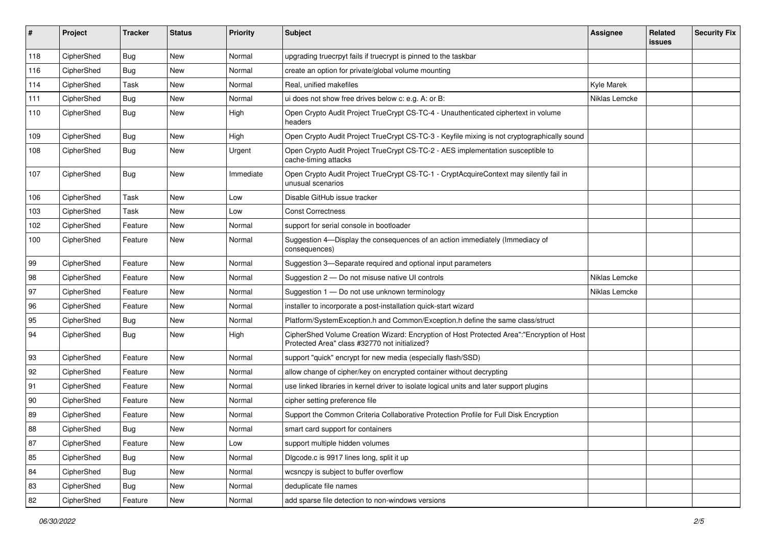| # | Project | Tracker | Status | Priority | Subject | Assignee | Related issues | Security Fix |
|---|---|---|---|---|---|---|---|---|
| 118 | CipherShed | Bug | New | Normal | upgrading truecrpyt fails if truecrypt is pinned to the taskbar | | | |
| 116 | CipherShed | Bug | New | Normal | create an option for private/global volume mounting | | | |
| 114 | CipherShed | Task | New | Normal | Real, unified makefiles | Kyle Marek | | |
| 111 | CipherShed | Bug | New | Normal | ui does not show free drives below c: e.g. A: or B: | Niklas Lemcke | | |
| 110 | CipherShed | Bug | New | High | Open Crypto Audit Project TrueCrypt CS-TC-4 - Unauthenticated ciphertext in volume headers | | | |
| 109 | CipherShed | Bug | New | High | Open Crypto Audit Project TrueCrypt CS-TC-3 - Keyfile mixing is not cryptographically sound | | | |
| 108 | CipherShed | Bug | New | Urgent | Open Crypto Audit Project TrueCrypt CS-TC-2 - AES implementation susceptible to cache-timing attacks | | | |
| 107 | CipherShed | Bug | New | Immediate | Open Crypto Audit Project TrueCrypt CS-TC-1 - CryptAcquireContext may silently fail in unusual scenarios | | | |
| 106 | CipherShed | Task | New | Low | Disable GitHub issue tracker | | | |
| 103 | CipherShed | Task | New | Low | Const Correctness | | | |
| 102 | CipherShed | Feature | New | Normal | support for serial console in bootloader | | | |
| 100 | CipherShed | Feature | New | Normal | Suggestion 4—Display the consequences of an action immediately (Immediacy of consequences) | | | |
| 99 | CipherShed | Feature | New | Normal | Suggestion 3—Separate required and optional input parameters | | | |
| 98 | CipherShed | Feature | New | Normal | Suggestion 2 — Do not misuse native UI controls | Niklas Lemcke | | |
| 97 | CipherShed | Feature | New | Normal | Suggestion 1 — Do not use unknown terminology | Niklas Lemcke | | |
| 96 | CipherShed | Feature | New | Normal | installer to incorporate a post-installation quick-start wizard | | | |
| 95 | CipherShed | Bug | New | Normal | Platform/SystemException.h and Common/Exception.h define the same class/struct | | | |
| 94 | CipherShed | Bug | New | High | CipherShed Volume Creation Wizard: Encryption of Host Protected Area":"Encryption of Host Protected Area" class #32770 not initialized? | | | |
| 93 | CipherShed | Feature | New | Normal | support "quick" encrypt for new media (especially flash/SSD) | | | |
| 92 | CipherShed | Feature | New | Normal | allow change of cipher/key on encrypted container without decrypting | | | |
| 91 | CipherShed | Feature | New | Normal | use linked libraries in kernel driver to isolate logical units and later support plugins | | | |
| 90 | CipherShed | Feature | New | Normal | cipher setting preference file | | | |
| 89 | CipherShed | Feature | New | Normal | Support the Common Criteria Collaborative Protection Profile for Full Disk Encryption | | | |
| 88 | CipherShed | Bug | New | Normal | smart card support for containers | | | |
| 87 | CipherShed | Feature | New | Low | support multiple hidden volumes | | | |
| 85 | CipherShed | Bug | New | Normal | Dlgcode.c is 9917 lines long, split it up | | | |
| 84 | CipherShed | Bug | New | Normal | wcsncpy is subject to buffer overflow | | | |
| 83 | CipherShed | Bug | New | Normal | deduplicate file names | | | |
| 82 | CipherShed | Feature | New | Normal | add sparse file detection to non-windows versions | | | |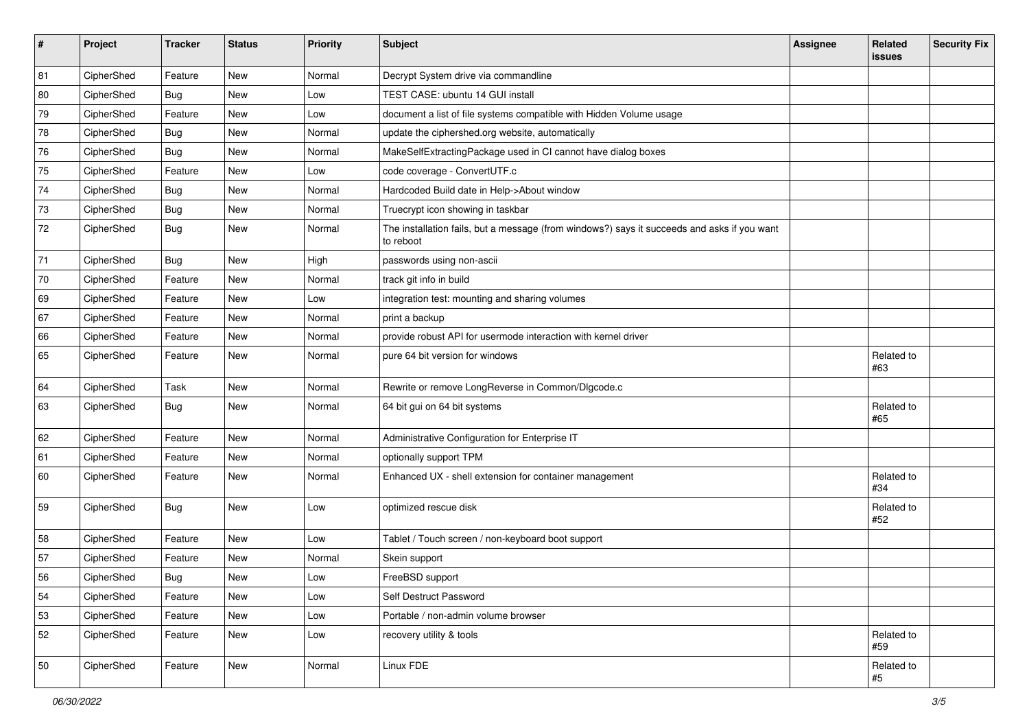| # | Project | Tracker | Status | Priority | Subject | Assignee | Related issues | Security Fix |
|---|---|---|---|---|---|---|---|---|
| 81 | CipherShed | Feature | New | Normal | Decrypt System drive via commandline | | | |
| 80 | CipherShed | Bug | New | Low | TEST CASE: ubuntu 14 GUI install | | | |
| 79 | CipherShed | Feature | New | Low | document a list of file systems compatible with Hidden Volume usage | | | |
| 78 | CipherShed | Bug | New | Normal | update the ciphershed.org website, automatically | | | |
| 76 | CipherShed | Bug | New | Normal | MakeSelfExtractingPackage used in CI cannot have dialog boxes | | | |
| 75 | CipherShed | Feature | New | Low | code coverage - ConvertUTF.c | | | |
| 74 | CipherShed | Bug | New | Normal | Hardcoded Build date in Help->About window | | | |
| 73 | CipherShed | Bug | New | Normal | Truecrypt icon showing in taskbar | | | |
| 72 | CipherShed | Bug | New | Normal | The installation fails, but a message (from windows?) says it succeeds and asks if you want to reboot | | | |
| 71 | CipherShed | Bug | New | High | passwords using non-ascii | | | |
| 70 | CipherShed | Feature | New | Normal | track git info in build | | | |
| 69 | CipherShed | Feature | New | Low | integration test: mounting and sharing volumes | | | |
| 67 | CipherShed | Feature | New | Normal | print a backup | | | |
| 66 | CipherShed | Feature | New | Normal | provide robust API for usermode interaction with kernel driver | | | |
| 65 | CipherShed | Feature | New | Normal | pure 64 bit version for windows | | Related to #63 | |
| 64 | CipherShed | Task | New | Normal | Rewrite or remove LongReverse in Common/Dlgcode.c | | | |
| 63 | CipherShed | Bug | New | Normal | 64 bit gui on 64 bit systems | | Related to #65 | |
| 62 | CipherShed | Feature | New | Normal | Administrative Configuration for Enterprise IT | | | |
| 61 | CipherShed | Feature | New | Normal | optionally support TPM | | | |
| 60 | CipherShed | Feature | New | Normal | Enhanced UX - shell extension for container management | | Related to #34 | |
| 59 | CipherShed | Bug | New | Low | optimized rescue disk | | Related to #52 | |
| 58 | CipherShed | Feature | New | Low | Tablet / Touch screen / non-keyboard boot support | | | |
| 57 | CipherShed | Feature | New | Normal | Skein support | | | |
| 56 | CipherShed | Bug | New | Low | FreeBSD support | | | |
| 54 | CipherShed | Feature | New | Low | Self Destruct Password | | | |
| 53 | CipherShed | Feature | New | Low | Portable / non-admin volume browser | | | |
| 52 | CipherShed | Feature | New | Low | recovery utility & tools | | Related to #59 | |
| 50 | CipherShed | Feature | New | Normal | Linux FDE | | Related to #5 | |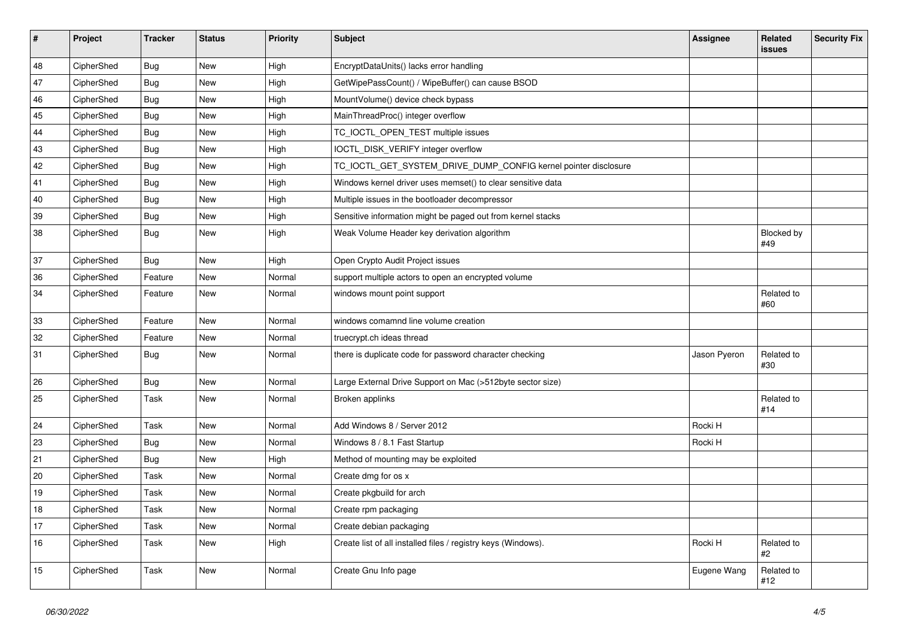| # | Project | Tracker | Status | Priority | Subject | Assignee | Related issues | Security Fix |
|---|---|---|---|---|---|---|---|---|
| 48 | CipherShed | Bug | New | High | EncryptDataUnits() lacks error handling | | | |
| 47 | CipherShed | Bug | New | High | GetWipePassCount() / WipeBuffer() can cause BSOD | | | |
| 46 | CipherShed | Bug | New | High | MountVolume() device check bypass | | | |
| 45 | CipherShed | Bug | New | High | MainThreadProc() integer overflow | | | |
| 44 | CipherShed | Bug | New | High | TC_IOCTL_OPEN_TEST multiple issues | | | |
| 43 | CipherShed | Bug | New | High | IOCTL_DISK_VERIFY integer overflow | | | |
| 42 | CipherShed | Bug | New | High | TC_IOCTL_GET_SYSTEM_DRIVE_DUMP_CONFIG kernel pointer disclosure | | | |
| 41 | CipherShed | Bug | New | High | Windows kernel driver uses memset() to clear sensitive data | | | |
| 40 | CipherShed | Bug | New | High | Multiple issues in the bootloader decompressor | | | |
| 39 | CipherShed | Bug | New | High | Sensitive information might be paged out from kernel stacks | | | |
| 38 | CipherShed | Bug | New | High | Weak Volume Header key derivation algorithm | | Blocked by #49 | |
| 37 | CipherShed | Bug | New | High | Open Crypto Audit Project issues | | | |
| 36 | CipherShed | Feature | New | Normal | support multiple actors to open an encrypted volume | | | |
| 34 | CipherShed | Feature | New | Normal | windows mount point support | | Related to #60 | |
| 33 | CipherShed | Feature | New | Normal | windows comamnd line volume creation | | | |
| 32 | CipherShed | Feature | New | Normal | truecrypt.ch ideas thread | | | |
| 31 | CipherShed | Bug | New | Normal | there is duplicate code for password character checking | Jason Pyeron | Related to #30 | |
| 26 | CipherShed | Bug | New | Normal | Large External Drive Support on Mac (>512byte sector size) | | | |
| 25 | CipherShed | Task | New | Normal | Broken applinks | | Related to #14 | |
| 24 | CipherShed | Task | New | Normal | Add Windows 8 / Server 2012 | Rocki H | | |
| 23 | CipherShed | Bug | New | Normal | Windows 8 / 8.1 Fast Startup | Rocki H | | |
| 21 | CipherShed | Bug | New | High | Method of mounting may be exploited | | | |
| 20 | CipherShed | Task | New | Normal | Create dmg for os x | | | |
| 19 | CipherShed | Task | New | Normal | Create pkgbuild for arch | | | |
| 18 | CipherShed | Task | New | Normal | Create rpm packaging | | | |
| 17 | CipherShed | Task | New | Normal | Create debian packaging | | | |
| 16 | CipherShed | Task | New | High | Create list of all installed files / registry keys (Windows). | Rocki H | Related to #2 | |
| 15 | CipherShed | Task | New | Normal | Create Gnu Info page | Eugene Wang | Related to #12 | |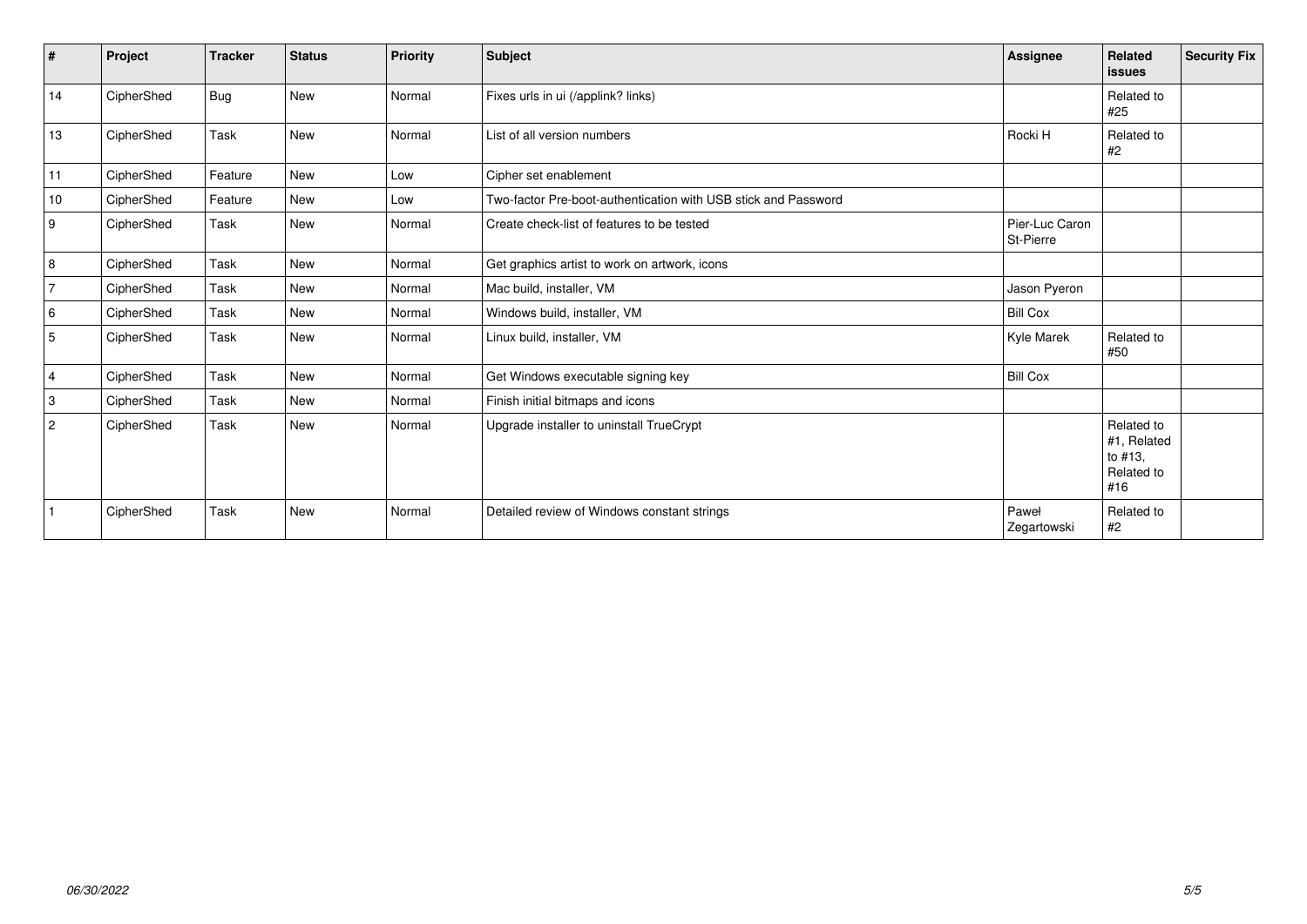| # | Project | Tracker | Status | Priority | Subject | Assignee | Related issues | Security Fix |
|---|---|---|---|---|---|---|---|---|
| 14 | CipherShed | Bug | New | Normal | Fixes urls in ui (/applink? links) | | Related to #25 | |
| 13 | CipherShed | Task | New | Normal | List of all version numbers | Rocki H | Related to #2 | |
| 11 | CipherShed | Feature | New | Low | Cipher set enablement | | | |
| 10 | CipherShed | Feature | New | Low | Two-factor Pre-boot-authentication with USB stick and Password | | | |
| 9 | CipherShed | Task | New | Normal | Create check-list of features to be tested | Pier-Luc Caron St-Pierre | | |
| 8 | CipherShed | Task | New | Normal | Get graphics artist to work on artwork, icons | | | |
| 7 | CipherShed | Task | New | Normal | Mac build, installer, VM | Jason Pyeron | | |
| 6 | CipherShed | Task | New | Normal | Windows build, installer, VM | Bill Cox | | |
| 5 | CipherShed | Task | New | Normal | Linux build, installer, VM | Kyle Marek | Related to #50 | |
| 4 | CipherShed | Task | New | Normal | Get Windows executable signing key | Bill Cox | | |
| 3 | CipherShed | Task | New | Normal | Finish initial bitmaps and icons | | | |
| 2 | CipherShed | Task | New | Normal | Upgrade installer to uninstall TrueCrypt | | Related to #1, Related to #13, Related to #16 | |
| 1 | CipherShed | Task | New | Normal | Detailed review of Windows constant strings | Paweł Zegartowski | Related to #2 | |